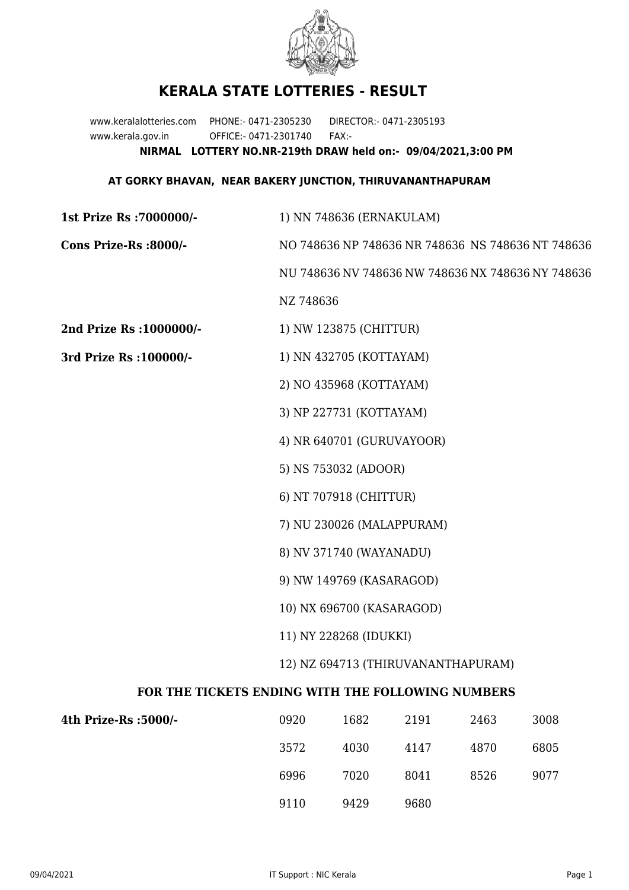# KERALA STATE LOTTERIES - RESULT

www.keralalotteries.com PHONE:- 0471-2305230 DIRECTOR:- 0471-2305193
www.kerala.gov.in OFFICE:- 0471-2301740 FAX:-

**NIRMAL LOTTERY NO.NR-219th DRAW held on:- 09/04/2021,3:00 PM**

**AT GORKY BHAVAN, NEAR BAKERY JUNCTION, THIRUVANANTHAPURAM**

**1st Prize Rs :7000000/-** 1) NN 748636 (ERNAKULAM)

**Cons Prize-Rs :8000/-** NO 748636 NP 748636 NR 748636 NS 748636 NT 748636 NU 748636 NV 748636 NW 748636 NX 748636 NY 748636 NZ 748636

**2nd Prize Rs :1000000/-** 1) NW 123875 (CHITTUR)

**3rd Prize Rs :100000/-**
1) NN 432705 (KOTTAYAM)
2) NO 435968 (KOTTAYAM)
3) NP 227731 (KOTTAYAM)
4) NR 640701 (GURUVAYOOR)
5) NS 753032 (ADOOR)
6) NT 707918 (CHITTUR)
7) NU 230026 (MALAPPURAM)
8) NV 371740 (WAYANADU)
9) NW 149769 (KASARAGOD)
10) NX 696700 (KASARAGOD)
11) NY 228268 (IDUKKI)
12) NZ 694713 (THIRUVANANTHAPURAM)

### FOR THE TICKETS ENDING WITH THE FOLLOWING NUMBERS

**4th Prize-Rs :5000/-**

| | | | | |
|---|---|---|---|---|
| 0920 | 1682 | 2191 | 2463 | 3008 |
| 3572 | 4030 | 4147 | 4870 | 6805 |
| 6996 | 7020 | 8041 | 8526 | 9077 |
| 9110 | 9429 | 9680 | | |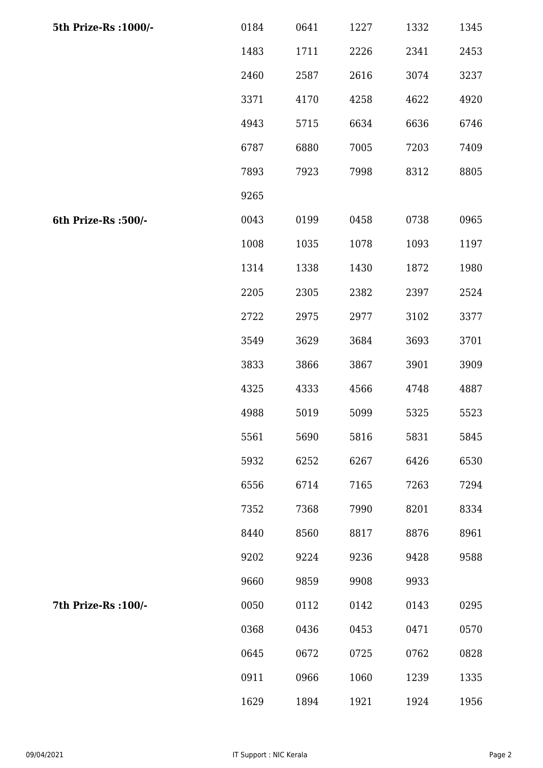| | | | | | |
|---|---|---|---|---|---|
| **5th Prize-Rs :1000/-** | 0184 | 0641 | 1227 | 1332 | 1345 |
| | 1483 | 1711 | 2226 | 2341 | 2453 |
| | 2460 | 2587 | 2616 | 3074 | 3237 |
| | 3371 | 4170 | 4258 | 4622 | 4920 |
| | 4943 | 5715 | 6634 | 6636 | 6746 |
| | 6787 | 6880 | 7005 | 7203 | 7409 |
| | 7893 | 7923 | 7998 | 8312 | 8805 |
| | 9265 | | | | |
| **6th Prize-Rs :500/-** | 0043 | 0199 | 0458 | 0738 | 0965 |
| | 1008 | 1035 | 1078 | 1093 | 1197 |
| | 1314 | 1338 | 1430 | 1872 | 1980 |
| | 2205 | 2305 | 2382 | 2397 | 2524 |
| | 2722 | 2975 | 2977 | 3102 | 3377 |
| | 3549 | 3629 | 3684 | 3693 | 3701 |
| | 3833 | 3866 | 3867 | 3901 | 3909 |
| | 4325 | 4333 | 4566 | 4748 | 4887 |
| | 4988 | 5019 | 5099 | 5325 | 5523 |
| | 5561 | 5690 | 5816 | 5831 | 5845 |
| | 5932 | 6252 | 6267 | 6426 | 6530 |
| | 6556 | 6714 | 7165 | 7263 | 7294 |
| | 7352 | 7368 | 7990 | 8201 | 8334 |
| | 8440 | 8560 | 8817 | 8876 | 8961 |
| | 9202 | 9224 | 9236 | 9428 | 9588 |
| | 9660 | 9859 | 9908 | 9933 | |
| **7th Prize-Rs :100/-** | 0050 | 0112 | 0142 | 0143 | 0295 |
| | 0368 | 0436 | 0453 | 0471 | 0570 |
| | 0645 | 0672 | 0725 | 0762 | 0828 |
| | 0911 | 0966 | 1060 | 1239 | 1335 |
| | 1629 | 1894 | 1921 | 1924 | 1956 |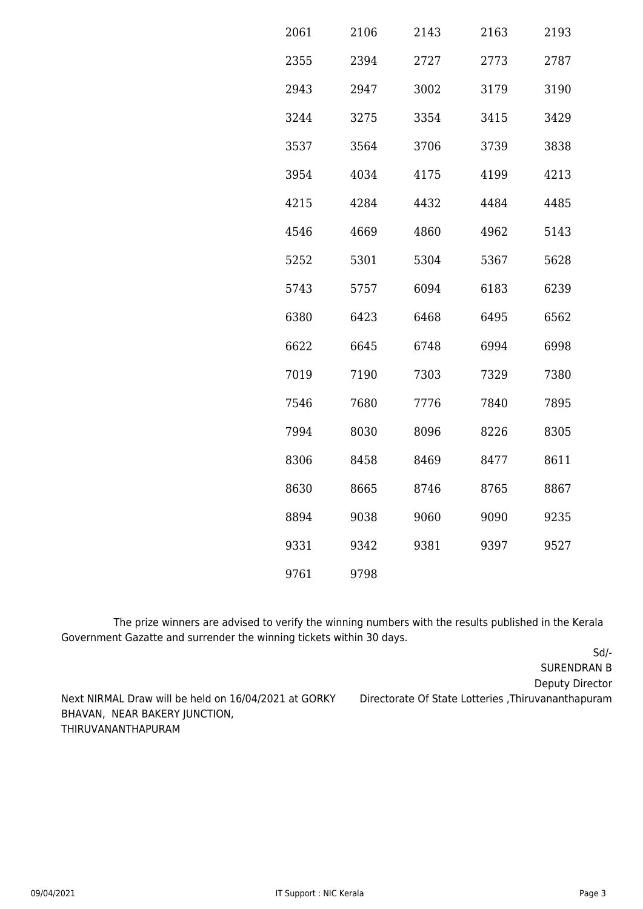| | | | | |
|---|---|---|---|---|
| 2061 | 2106 | 2143 | 2163 | 2193 |
| 2355 | 2394 | 2727 | 2773 | 2787 |
| 2943 | 2947 | 3002 | 3179 | 3190 |
| 3244 | 3275 | 3354 | 3415 | 3429 |
| 3537 | 3564 | 3706 | 3739 | 3838 |
| 3954 | 4034 | 4175 | 4199 | 4213 |
| 4215 | 4284 | 4432 | 4484 | 4485 |
| 4546 | 4669 | 4860 | 4962 | 5143 |
| 5252 | 5301 | 5304 | 5367 | 5628 |
| 5743 | 5757 | 6094 | 6183 | 6239 |
| 6380 | 6423 | 6468 | 6495 | 6562 |
| 6622 | 6645 | 6748 | 6994 | 6998 |
| 7019 | 7190 | 7303 | 7329 | 7380 |
| 7546 | 7680 | 7776 | 7840 | 7895 |
| 7994 | 8030 | 8096 | 8226 | 8305 |
| 8306 | 8458 | 8469 | 8477 | 8611 |
| 8630 | 8665 | 8746 | 8765 | 8867 |
| 8894 | 9038 | 9060 | 9090 | 9235 |
| 9331 | 9342 | 9381 | 9397 | 9527 |
| 9761 | 9798 | | | |

The prize winners are advised to verify the winning numbers with the results published in the Kerala Government Gazatte and surrender the winning tickets within 30 days.

Sd/-
SURENDRAN B
Deputy Director
Directorate Of State Lotteries ,Thiruvananthapuram

Next NIRMAL Draw will be held on 16/04/2021 at GORKY BHAVAN, NEAR BAKERY JUNCTION, THIRUVANANTHAPURAM